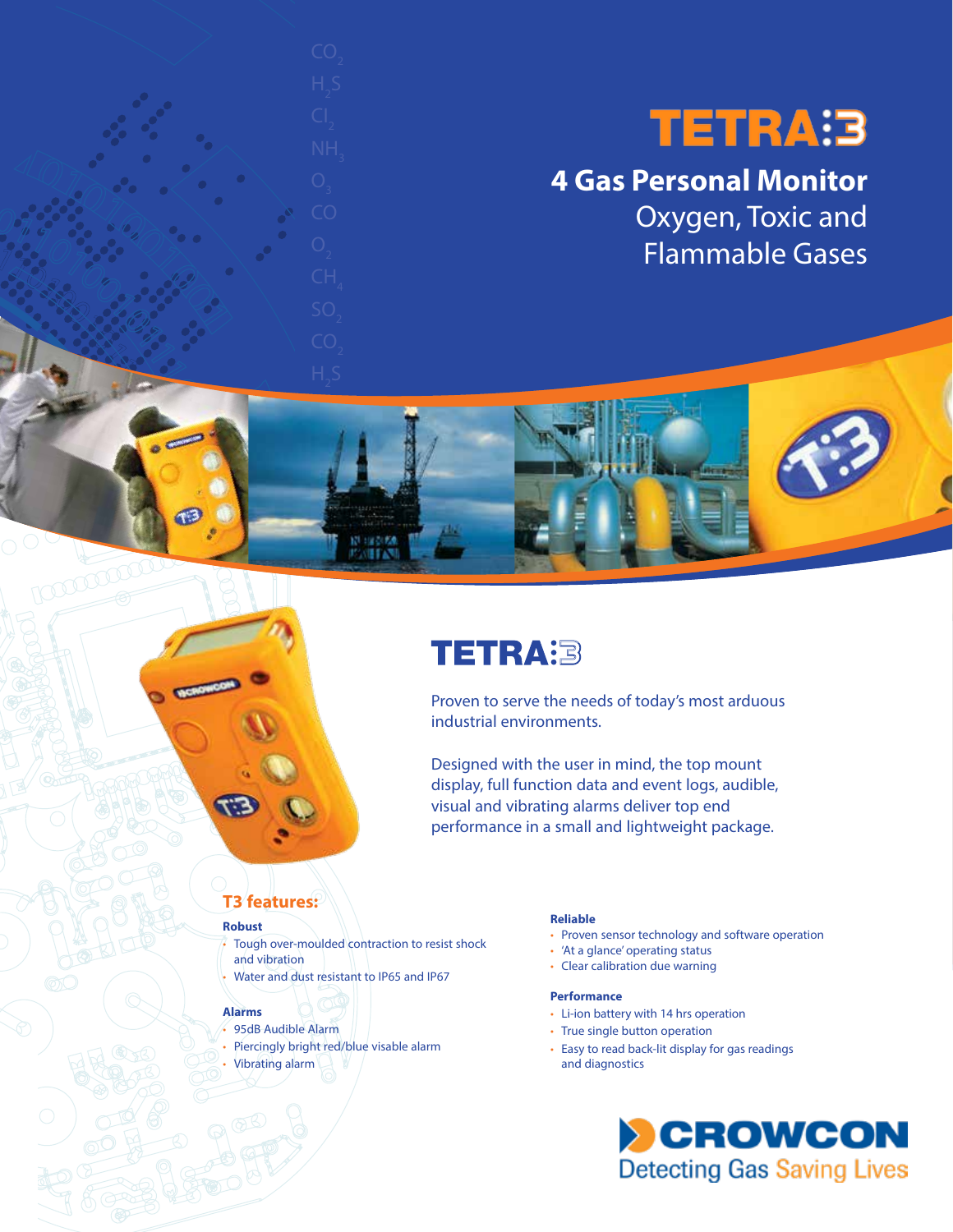# TETRA:3

## 4 Gas Personal Monitor

Oxygen, Toxic and Flammable Gases

## TETRA:3

Proven to serve the needs of today's most arduous industrial environments.

Designed with the user in mind, the top mount display, full function data and event logs, audible, visual and vibrating alarms deliver top end performance in a small and lightweight package.

### T3 features:

**Robust**

- Tough over-moulded contraction to resist shock and vibration
- Water and dust resistant to IP65 and IP67

**Alarms**

- 95dB Audible Alarm
- Piercingly bright red/blue visable alarm
- Vibrating alarm

**Reliable**

- Proven sensor technology and software operation
- 'At a glance' operating status
- Clear calibration due warning

**Performance**

- Li-ion battery with 14 hrs operation
- True single button operation
- Easy to read back-lit display for gas readings and diagnostics

CROWCON
Detecting Gas Saving Lives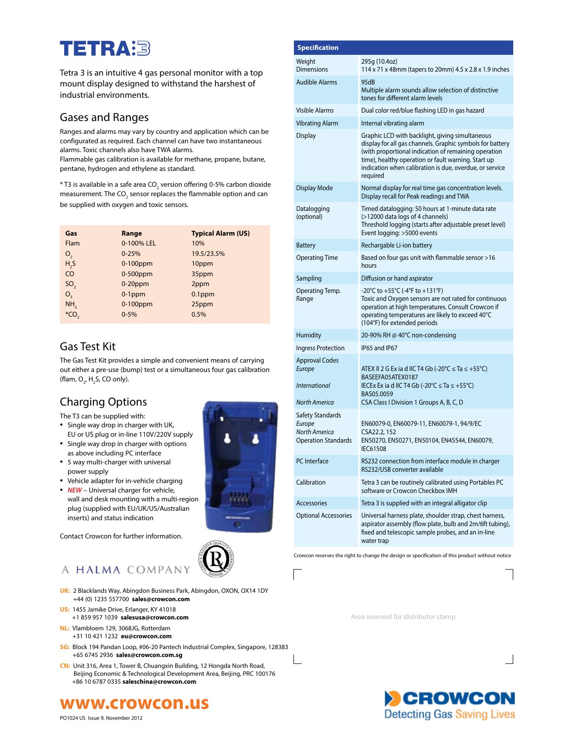# TETRA:3

Tetra 3 is an intuitive 4 gas personal monitor with a top mount display designed to withstand the harshest of industrial environments.

## Gases and Ranges

Ranges and alarms may vary by country and application which can be configurated as required. Each channel can have two instantaneous alarms. Toxic channels also have TWA alarms.
Flammable gas calibration is available for methane, propane, butane, pentane, hydrogen and ethylene as standard.

* T3 is available in a safe area $CO_2$ version offering 0-5% carbon dioxide measurement. The $CO_2$ sensor replaces the flammable option and can be supplied with oxygen and toxic sensors.

| Gas | Range | Typical Alarm (US) |
|---|---|---|
| Flam | 0-100% LEL | 10% |
| $O_2$ | 0-25% | 19.5/23.5% |
| $H_2S$ | 0-100ppm | 10ppm |
| CO | 0-500ppm | 35ppm |
| $SO_2$ | 0-20ppm | 2ppm |
| $O_3$ | 0-1ppm | 0.1ppm |
| $NH_3$ | 0-100ppm | 25ppm |
| *$CO_2$ | 0-5% | 0.5% |

## Gas Test Kit

The Gas Test Kit provides a simple and convenient means of carrying out either a pre-use (bump) test or a simultaneous four gas calibration (flam, $O_2$, $H_2S$, CO only).

## Charging Options

The T3 can be supplied with:

- Single way drop in charger with UK, EU or US plug or in-line 110V/220V supply
- Single way drop in charger with options as above including PC interface
- 5 way multi-charger with universal power supply
- Vehicle adapter for in-vehicle charging
- *NEW* – Universal charger for vehicle, wall and desk mounting with a multi-region plug (supplied with EU/UK/US/Australian inserts) and status indication

Contact Crowcon for further information.

| Specification | |
|---|---|
| Weight<br>Dimensions | 295g (10.4oz)<br>114 x 71 x 48mm (tapers to 20mm) 4.5 x 2.8 x 1.9 inches |
| Audible Alarms | 95dB<br>Multiple alarm sounds allow selection of distinctive tones for different alarm levels |
| Visible Alarms | Dual color red/blue flashing LED in gas hazard |
| Vibrating Alarm | Internal vibrating alarm |
| Display | Graphic LCD with backlight, giving simultaneous display for all gas channels. Graphic symbols for battery (with proportional indication of remaining operation time), healthy operation or fault warning. Start up indication when calibration is due, overdue, or service required |
| Display Mode | Normal display for real time gas concentration levels. Display recall for Peak readings and TWA |
| Datalogging (optional) | Timed datalogging: 50 hours at 1-minute data rate (>12000 data logs of 4 channels)<br>Threshold logging (starts after adjustable preset level)<br>Event logging: >5000 events |
| Battery | Rechargable Li-ion battery |
| Operating Time | Based on four gas unit with flammable sensor >16 hours |
| Sampling | Diffusion or hand aspirator |
| Operating Temp. Range | -20°C to +55°C (-4°F to +131°F)<br>Toxic and Oxygen sensors are not rated for continuous operation at high temperatures. Consult Crowcon if operating temperatures are likely to exceed 40°C (104°F) for extended periods |
| Humidity | 20-90% RH @ 40°C non-condensing |
| Ingress Protection | IP65 and IP67 |
| Approval Codes<br>*Europe*<br><br>*International*<br><br>*North America* | <br>ATEX II 2 G Ex ia d IIC T4 Gb (-20°C ≤ Ta ≤ +55°C)<br>BASEEFA05ATEX0187<br>IECEx Ex ia d IIC T4 Gb (-20°C ≤ Ta ≤ +55°C)<br>BAS05.0059<br>CSA Class I Division 1 Groups A, B, C, D |
| Safety Standards<br>*Europe*<br>*North America*<br>Operation Standards | <br>EN60079-0, EN60079-11, EN60079-1, 94/9/EC<br>CSA22.2, 152<br>EN50270, EN50271, EN50104, EN45544, EN60079, IEC61508 |
| PC Interface | RS232 connection from interface module in charger<br>RS232/USB converter available |
| Calibration | Tetra 3 can be routinely calibrated using Portables PC software or Crowcon Checkbox IMH |
| Accessories | Tetra 3 is supplied with an integral alligator clip |
| Optional Accessories | Universal harness plate, shoulder strap, chest harness, aspirator assembly (flow plate, bulb and 2m/6ft tubing), fixed and telescopic sample probes, and an in-line water trap |

Crowcon reserves the right to change the design or specification of this product without notice

Area reserved for distributor stamp

A HALMA COMPANY

**UK:** 2 Blacklands Way, Abingdon Business Park, Abingdon, OXON, OX14 1DY
+44 (0) 1235 557700 **sales@crowcon.com**

**US:** 1455 Jamike Drive, Erlanger, KY 41018
+1 859 957 1039 **salesusa@crowcon.com**

**NL:** Vlambloem 129, 3068JG, Rotterdam
+31 10 421 1232 **eu@crowcon.com**

**SG:** Block 194 Pandan Loop, #06-20 Pantech Industrial Complex, Singapore, 128383
+65 6745 2936 **sales@crowcon.com.sg**

**CN:** Unit 316, Area 1, Tower B, Chuangxin Building, 12 Hongda North Road, Beijing Economic & Technological Development Area, Beijing, PRC 100176
+86 10 6787 0335 **saleschina@crowcon.com**

**www.crowcon.us**

PO1024 US Issue 9, November 2012

CROWCON
Detecting Gas Saving Lives